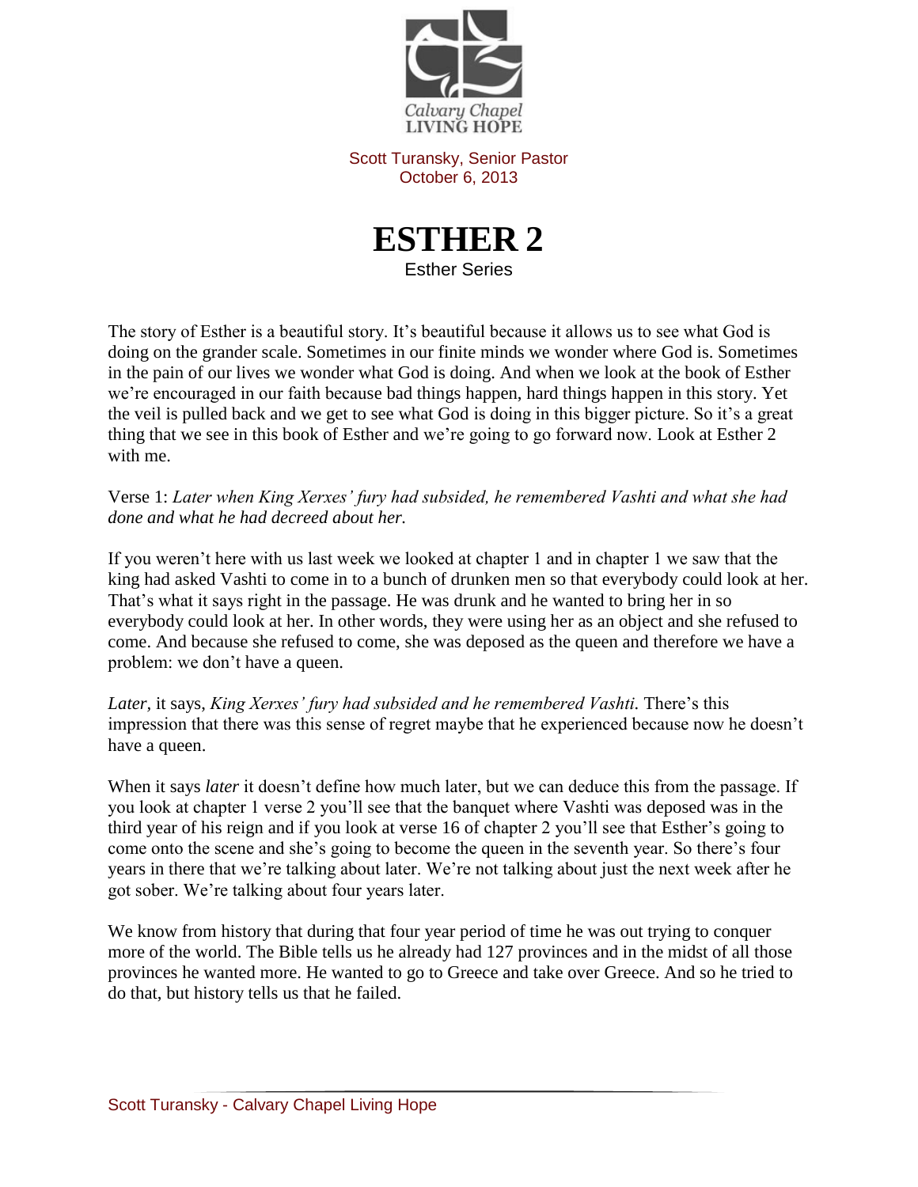Calvary Chapel
LIVING HOPE

Scott Turansky, Senior Pastor
October 6, 2013

# ESTHER 2

Esther Series

The story of Esther is a beautiful story. It's beautiful because it allows us to see what God is doing on the grander scale. Sometimes in our finite minds we wonder where God is. Sometimes in the pain of our lives we wonder what God is doing. And when we look at the book of Esther we're encouraged in our faith because bad things happen, hard things happen in this story. Yet the veil is pulled back and we get to see what God is doing in this bigger picture. So it's a great thing that we see in this book of Esther and we're going to go forward now. Look at Esther 2 with me.

Verse 1: *Later when King Xerxes' fury had subsided, he remembered Vashti and what she had done and what he had decreed about her.*

If you weren't here with us last week we looked at chapter 1 and in chapter 1 we saw that the king had asked Vashti to come in to a bunch of drunken men so that everybody could look at her. That's what it says right in the passage. He was drunk and he wanted to bring her in so everybody could look at her. In other words, they were using her as an object and she refused to come. And because she refused to come, she was deposed as the queen and therefore we have a problem: we don't have a queen.

*Later,* it says, *King Xerxes' fury had subsided and he remembered Vashti.* There's this impression that there was this sense of regret maybe that he experienced because now he doesn't have a queen.

When it says *later* it doesn't define how much later, but we can deduce this from the passage. If you look at chapter 1 verse 2 you'll see that the banquet where Vashti was deposed was in the third year of his reign and if you look at verse 16 of chapter 2 you'll see that Esther's going to come onto the scene and she's going to become the queen in the seventh year. So there's four years in there that we're talking about later. We're not talking about just the next week after he got sober. We're talking about four years later.

We know from history that during that four year period of time he was out trying to conquer more of the world. The Bible tells us he already had 127 provinces and in the midst of all those provinces he wanted more. He wanted to go to Greece and take over Greece. And so he tried to do that, but history tells us that he failed.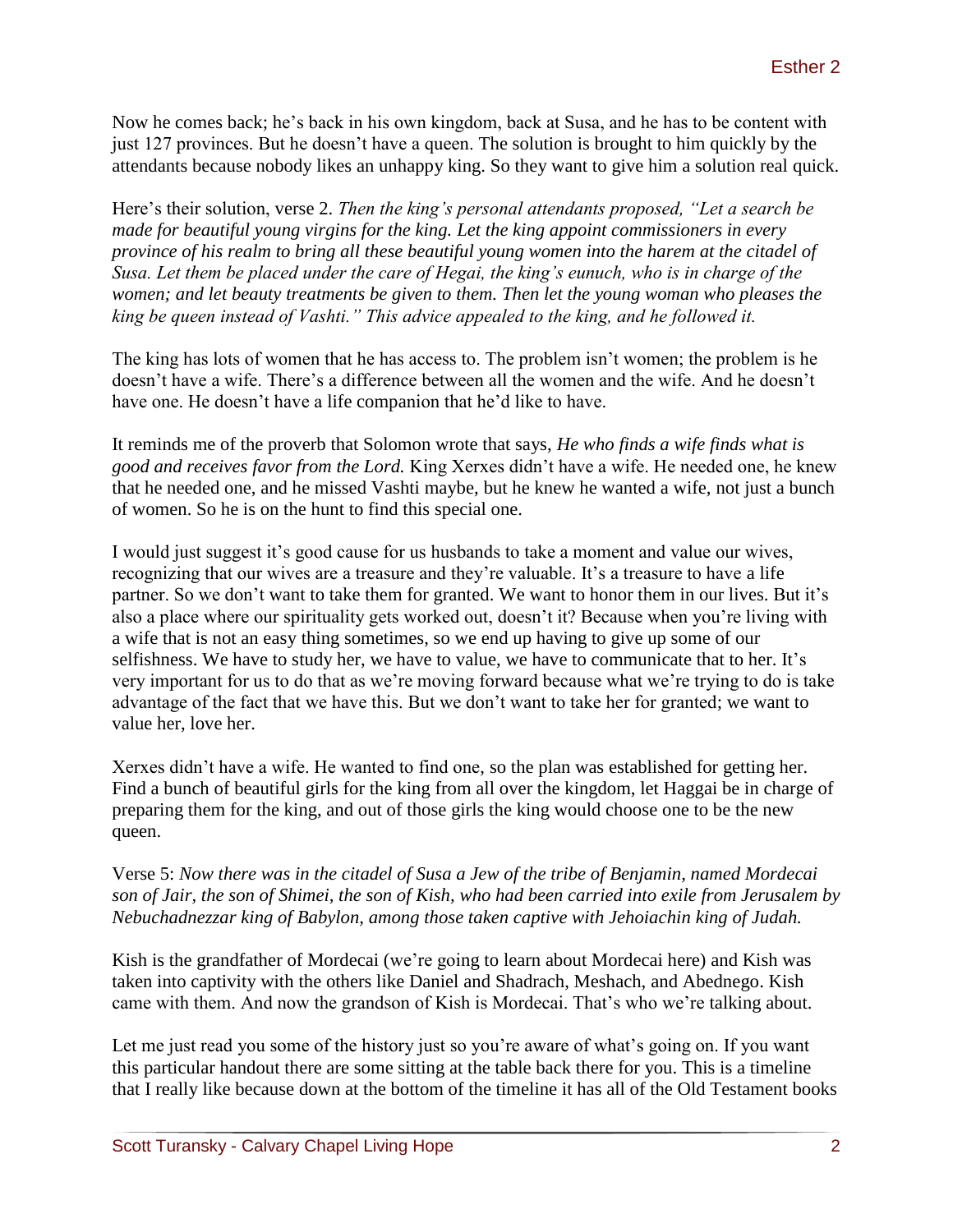Now he comes back; he's back in his own kingdom, back at Susa, and he has to be content with just 127 provinces. But he doesn't have a queen. The solution is brought to him quickly by the attendants because nobody likes an unhappy king. So they want to give him a solution real quick.

Here's their solution, verse 2. *Then the king's personal attendants proposed, "Let a search be made for beautiful young virgins for the king. Let the king appoint commissioners in every province of his realm to bring all these beautiful young women into the harem at the citadel of Susa. Let them be placed under the care of Hegai, the king's eunuch, who is in charge of the women; and let beauty treatments be given to them. Then let the young woman who pleases the king be queen instead of Vashti." This advice appealed to the king, and he followed it.*

The king has lots of women that he has access to. The problem isn't women; the problem is he doesn't have a wife. There's a difference between all the women and the wife. And he doesn't have one. He doesn't have a life companion that he'd like to have.

It reminds me of the proverb that Solomon wrote that says, *He who finds a wife finds what is good and receives favor from the Lord.* King Xerxes didn't have a wife. He needed one, he knew that he needed one, and he missed Vashti maybe, but he knew he wanted a wife, not just a bunch of women. So he is on the hunt to find this special one.

I would just suggest it's good cause for us husbands to take a moment and value our wives, recognizing that our wives are a treasure and they're valuable. It's a treasure to have a life partner. So we don't want to take them for granted. We want to honor them in our lives. But it's also a place where our spirituality gets worked out, doesn't it? Because when you're living with a wife that is not an easy thing sometimes, so we end up having to give up some of our selfishness. We have to study her, we have to value, we have to communicate that to her. It's very important for us to do that as we're moving forward because what we're trying to do is take advantage of the fact that we have this. But we don't want to take her for granted; we want to value her, love her.

Xerxes didn't have a wife. He wanted to find one, so the plan was established for getting her. Find a bunch of beautiful girls for the king from all over the kingdom, let Haggai be in charge of preparing them for the king, and out of those girls the king would choose one to be the new queen.

Verse 5: *Now there was in the citadel of Susa a Jew of the tribe of Benjamin, named Mordecai son of Jair, the son of Shimei, the son of Kish, who had been carried into exile from Jerusalem by Nebuchadnezzar king of Babylon, among those taken captive with Jehoiachin king of Judah.*

Kish is the grandfather of Mordecai (we're going to learn about Mordecai here) and Kish was taken into captivity with the others like Daniel and Shadrach, Meshach, and Abednego. Kish came with them. And now the grandson of Kish is Mordecai. That's who we're talking about.

Let me just read you some of the history just so you're aware of what's going on. If you want this particular handout there are some sitting at the table back there for you. This is a timeline that I really like because down at the bottom of the timeline it has all of the Old Testament books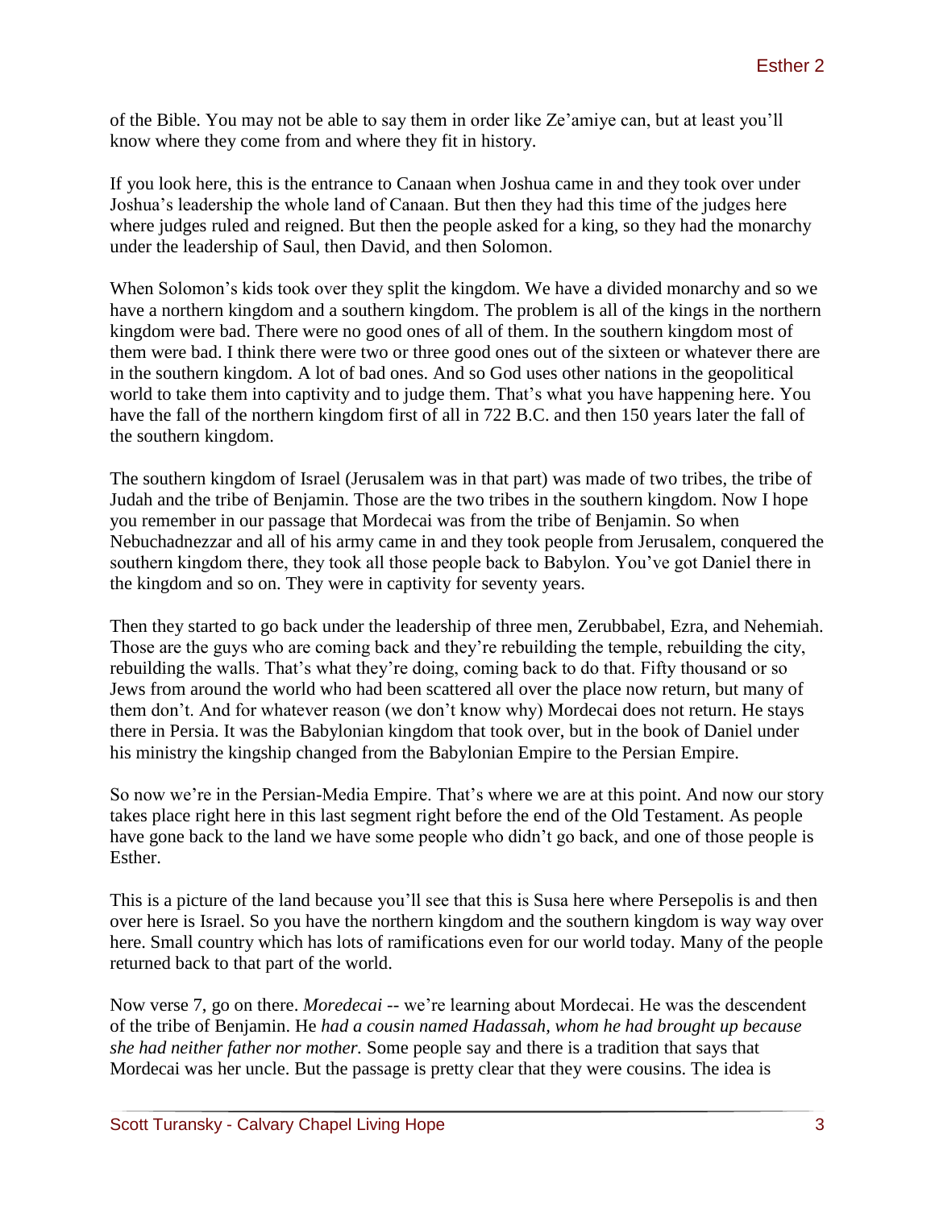of the Bible. You may not be able to say them in order like Ze'amiye can, but at least you'll know where they come from and where they fit in history.

If you look here, this is the entrance to Canaan when Joshua came in and they took over under Joshua's leadership the whole land of Canaan. But then they had this time of the judges here where judges ruled and reigned. But then the people asked for a king, so they had the monarchy under the leadership of Saul, then David, and then Solomon.

When Solomon's kids took over they split the kingdom. We have a divided monarchy and so we have a northern kingdom and a southern kingdom. The problem is all of the kings in the northern kingdom were bad. There were no good ones of all of them. In the southern kingdom most of them were bad. I think there were two or three good ones out of the sixteen or whatever there are in the southern kingdom. A lot of bad ones. And so God uses other nations in the geopolitical world to take them into captivity and to judge them. That's what you have happening here. You have the fall of the northern kingdom first of all in 722 B.C. and then 150 years later the fall of the southern kingdom.

The southern kingdom of Israel (Jerusalem was in that part) was made of two tribes, the tribe of Judah and the tribe of Benjamin. Those are the two tribes in the southern kingdom. Now I hope you remember in our passage that Mordecai was from the tribe of Benjamin. So when Nebuchadnezzar and all of his army came in and they took people from Jerusalem, conquered the southern kingdom there, they took all those people back to Babylon. You've got Daniel there in the kingdom and so on. They were in captivity for seventy years.

Then they started to go back under the leadership of three men, Zerubbabel, Ezra, and Nehemiah. Those are the guys who are coming back and they're rebuilding the temple, rebuilding the city, rebuilding the walls. That's what they're doing, coming back to do that. Fifty thousand or so Jews from around the world who had been scattered all over the place now return, but many of them don't. And for whatever reason (we don't know why) Mordecai does not return. He stays there in Persia. It was the Babylonian kingdom that took over, but in the book of Daniel under his ministry the kingship changed from the Babylonian Empire to the Persian Empire.

So now we're in the Persian-Media Empire. That's where we are at this point. And now our story takes place right here in this last segment right before the end of the Old Testament. As people have gone back to the land we have some people who didn't go back, and one of those people is Esther.

This is a picture of the land because you'll see that this is Susa here where Persepolis is and then over here is Israel. So you have the northern kingdom and the southern kingdom is way way over here. Small country which has lots of ramifications even for our world today. Many of the people returned back to that part of the world.

Now verse 7, go on there. *Moredecai* -- we're learning about Mordecai. He was the descendent of the tribe of Benjamin. He *had a cousin named Hadassah, whom he had brought up because she had neither father nor mother.* Some people say and there is a tradition that says that Mordecai was her uncle. But the passage is pretty clear that they were cousins. The idea is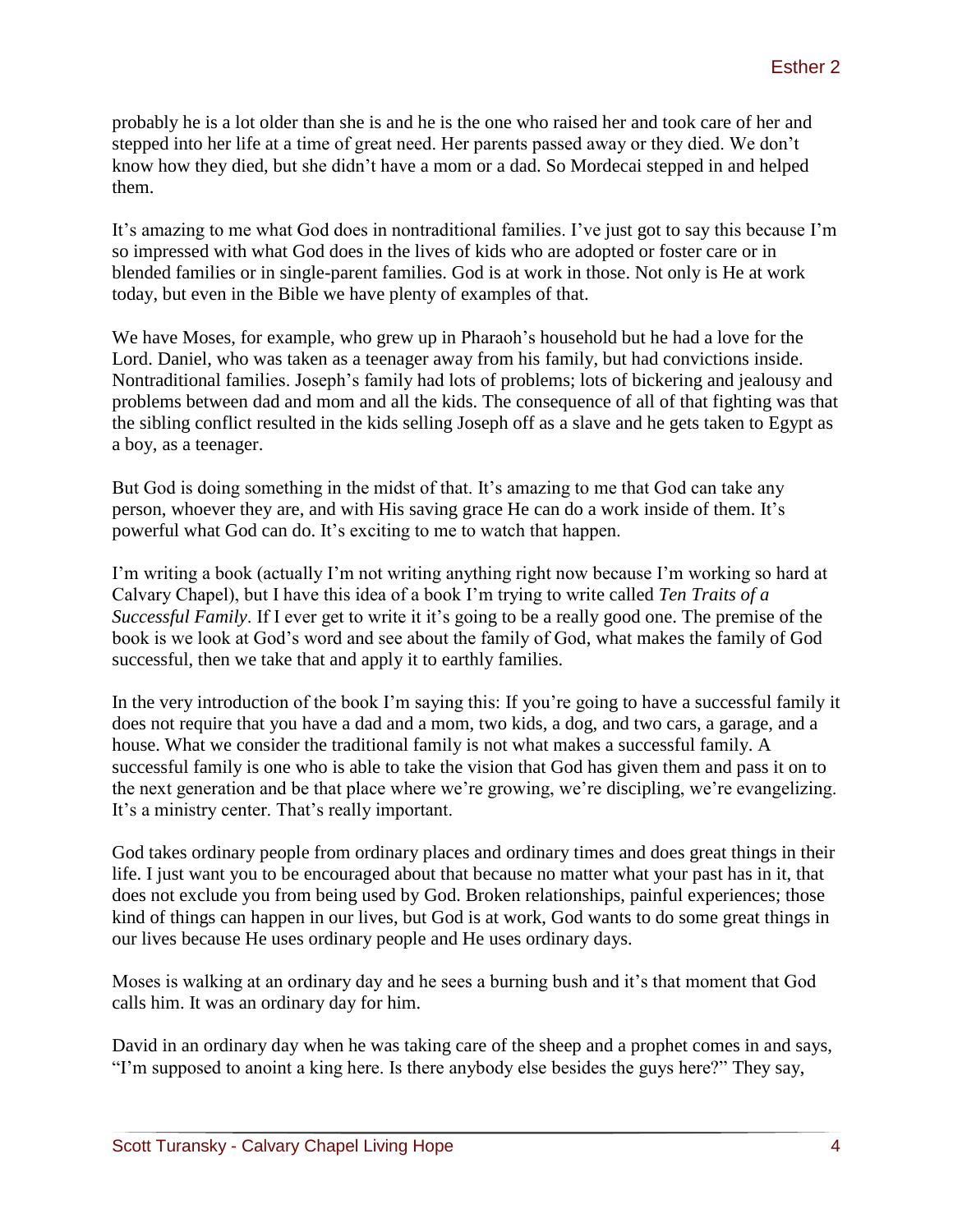probably he is a lot older than she is and he is the one who raised her and took care of her and stepped into her life at a time of great need. Her parents passed away or they died. We don't know how they died, but she didn't have a mom or a dad. So Mordecai stepped in and helped them.

It's amazing to me what God does in nontraditional families. I've just got to say this because I'm so impressed with what God does in the lives of kids who are adopted or foster care or in blended families or in single-parent families. God is at work in those. Not only is He at work today, but even in the Bible we have plenty of examples of that.

We have Moses, for example, who grew up in Pharaoh's household but he had a love for the Lord. Daniel, who was taken as a teenager away from his family, but had convictions inside. Nontraditional families. Joseph's family had lots of problems; lots of bickering and jealousy and problems between dad and mom and all the kids. The consequence of all of that fighting was that the sibling conflict resulted in the kids selling Joseph off as a slave and he gets taken to Egypt as a boy, as a teenager.

But God is doing something in the midst of that. It's amazing to me that God can take any person, whoever they are, and with His saving grace He can do a work inside of them. It's powerful what God can do. It's exciting to me to watch that happen.

I'm writing a book (actually I'm not writing anything right now because I'm working so hard at Calvary Chapel), but I have this idea of a book I'm trying to write called *Ten Traits of a Successful Family*. If I ever get to write it it's going to be a really good one. The premise of the book is we look at God's word and see about the family of God, what makes the family of God successful, then we take that and apply it to earthly families.

In the very introduction of the book I'm saying this: If you're going to have a successful family it does not require that you have a dad and a mom, two kids, a dog, and two cars, a garage, and a house. What we consider the traditional family is not what makes a successful family. A successful family is one who is able to take the vision that God has given them and pass it on to the next generation and be that place where we're growing, we're discipling, we're evangelizing. It's a ministry center. That's really important.

God takes ordinary people from ordinary places and ordinary times and does great things in their life. I just want you to be encouraged about that because no matter what your past has in it, that does not exclude you from being used by God. Broken relationships, painful experiences; those kind of things can happen in our lives, but God is at work, God wants to do some great things in our lives because He uses ordinary people and He uses ordinary days.

Moses is walking at an ordinary day and he sees a burning bush and it's that moment that God calls him. It was an ordinary day for him.

David in an ordinary day when he was taking care of the sheep and a prophet comes in and says, "I'm supposed to anoint a king here. Is there anybody else besides the guys here?" They say,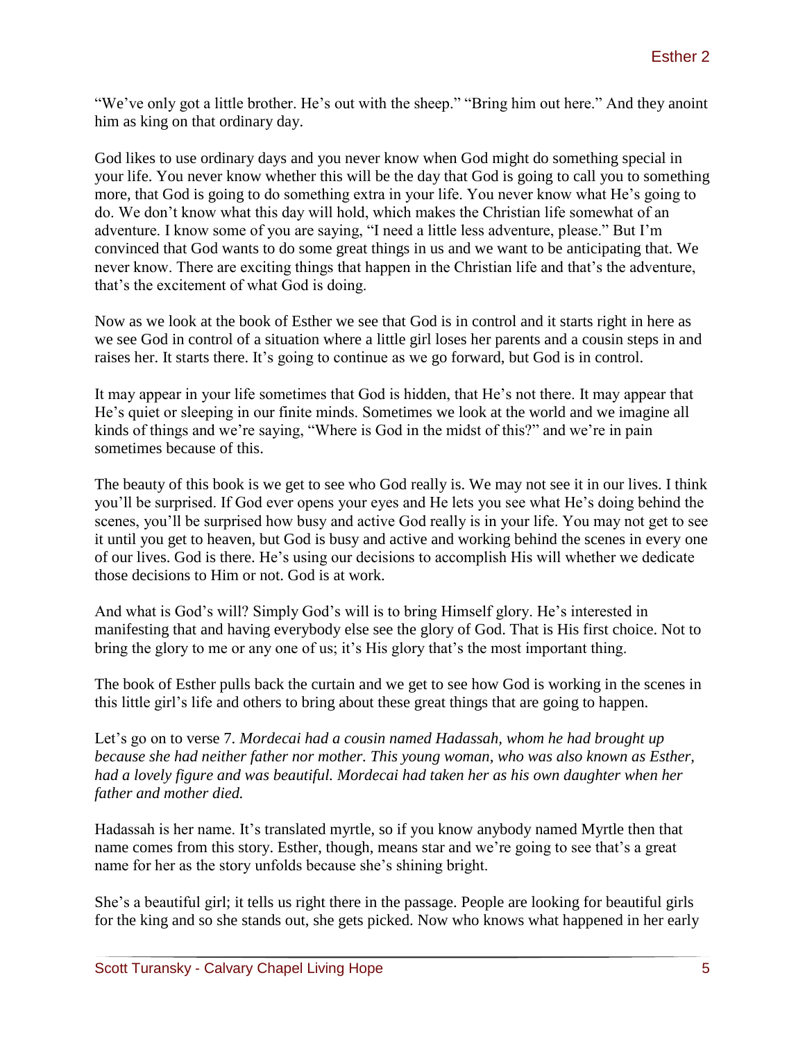"We've only got a little brother. He's out with the sheep." "Bring him out here." And they anoint him as king on that ordinary day.

God likes to use ordinary days and you never know when God might do something special in your life. You never know whether this will be the day that God is going to call you to something more, that God is going to do something extra in your life. You never know what He's going to do. We don't know what this day will hold, which makes the Christian life somewhat of an adventure. I know some of you are saying, "I need a little less adventure, please." But I'm convinced that God wants to do some great things in us and we want to be anticipating that. We never know. There are exciting things that happen in the Christian life and that's the adventure, that's the excitement of what God is doing.

Now as we look at the book of Esther we see that God is in control and it starts right in here as we see God in control of a situation where a little girl loses her parents and a cousin steps in and raises her. It starts there. It's going to continue as we go forward, but God is in control.

It may appear in your life sometimes that God is hidden, that He's not there. It may appear that He's quiet or sleeping in our finite minds. Sometimes we look at the world and we imagine all kinds of things and we're saying, "Where is God in the midst of this?" and we're in pain sometimes because of this.

The beauty of this book is we get to see who God really is. We may not see it in our lives. I think you'll be surprised. If God ever opens your eyes and He lets you see what He's doing behind the scenes, you'll be surprised how busy and active God really is in your life. You may not get to see it until you get to heaven, but God is busy and active and working behind the scenes in every one of our lives. God is there. He's using our decisions to accomplish His will whether we dedicate those decisions to Him or not. God is at work.

And what is God's will? Simply God's will is to bring Himself glory. He's interested in manifesting that and having everybody else see the glory of God. That is His first choice. Not to bring the glory to me or any one of us; it's His glory that's the most important thing.

The book of Esther pulls back the curtain and we get to see how God is working in the scenes in this little girl's life and others to bring about these great things that are going to happen.

Let's go on to verse 7. *Mordecai had a cousin named Hadassah, whom he had brought up because she had neither father nor mother. This young woman, who was also known as Esther, had a lovely figure and was beautiful. Mordecai had taken her as his own daughter when her father and mother died.*

Hadassah is her name. It's translated myrtle, so if you know anybody named Myrtle then that name comes from this story. Esther, though, means star and we're going to see that's a great name for her as the story unfolds because she's shining bright.

She's a beautiful girl; it tells us right there in the passage. People are looking for beautiful girls for the king and so she stands out, she gets picked. Now who knows what happened in her early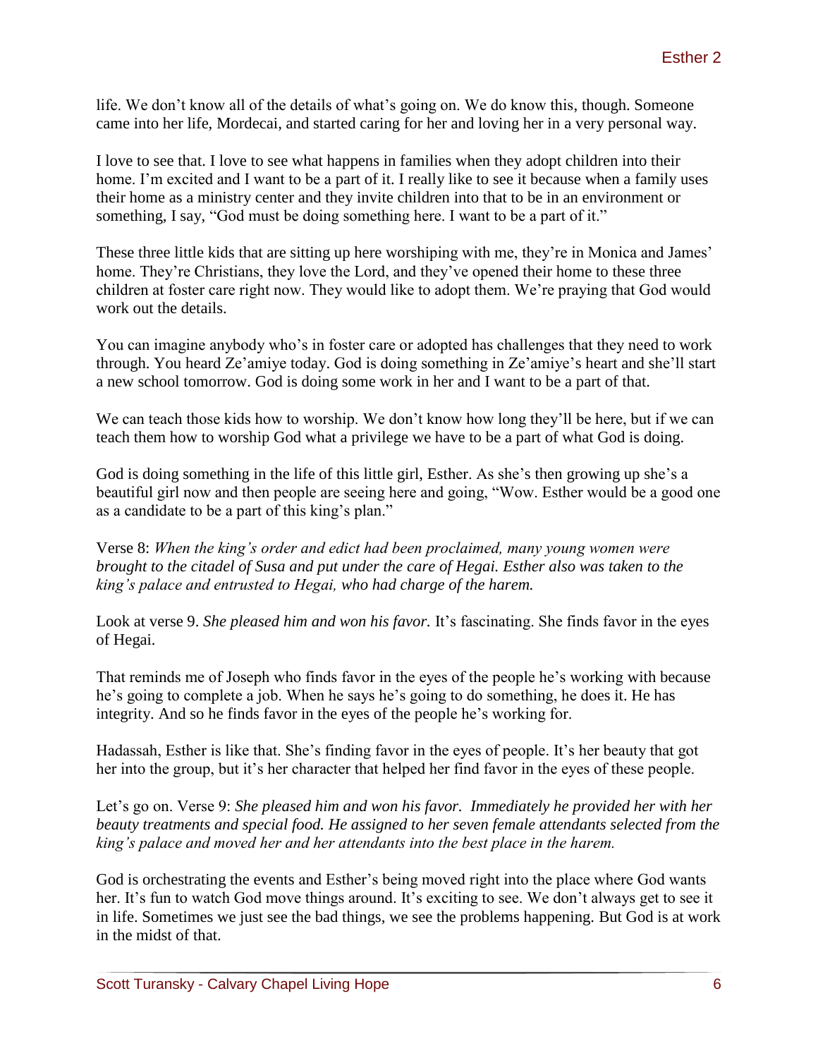life. We don't know all of the details of what's going on. We do know this, though. Someone came into her life, Mordecai, and started caring for her and loving her in a very personal way.

I love to see that. I love to see what happens in families when they adopt children into their home. I'm excited and I want to be a part of it. I really like to see it because when a family uses their home as a ministry center and they invite children into that to be in an environment or something, I say, "God must be doing something here. I want to be a part of it."

These three little kids that are sitting up here worshiping with me, they're in Monica and James' home. They're Christians, they love the Lord, and they've opened their home to these three children at foster care right now. They would like to adopt them. We're praying that God would work out the details.

You can imagine anybody who's in foster care or adopted has challenges that they need to work through. You heard Ze'amiye today. God is doing something in Ze'amiye's heart and she'll start a new school tomorrow. God is doing some work in her and I want to be a part of that.

We can teach those kids how to worship. We don't know how long they'll be here, but if we can teach them how to worship God what a privilege we have to be a part of what God is doing.

God is doing something in the life of this little girl, Esther. As she's then growing up she's a beautiful girl now and then people are seeing here and going, "Wow. Esther would be a good one as a candidate to be a part of this king's plan."

Verse 8: *When the king's order and edict had been proclaimed, many young women were brought to the citadel of Susa and put under the care of Hegai. Esther also was taken to the king's palace and entrusted to Hegai, who had charge of the harem.*

Look at verse 9. *She pleased him and won his favor.* It's fascinating. She finds favor in the eyes of Hegai.

That reminds me of Joseph who finds favor in the eyes of the people he's working with because he's going to complete a job. When he says he's going to do something, he does it. He has integrity. And so he finds favor in the eyes of the people he's working for.

Hadassah, Esther is like that. She's finding favor in the eyes of people. It's her beauty that got her into the group, but it's her character that helped her find favor in the eyes of these people.

Let's go on. Verse 9: *She pleased him and won his favor. Immediately he provided her with her beauty treatments and special food. He assigned to her seven female attendants selected from the king's palace and moved her and her attendants into the best place in the harem.*

God is orchestrating the events and Esther's being moved right into the place where God wants her. It's fun to watch God move things around. It's exciting to see. We don't always get to see it in life. Sometimes we just see the bad things, we see the problems happening. But God is at work in the midst of that.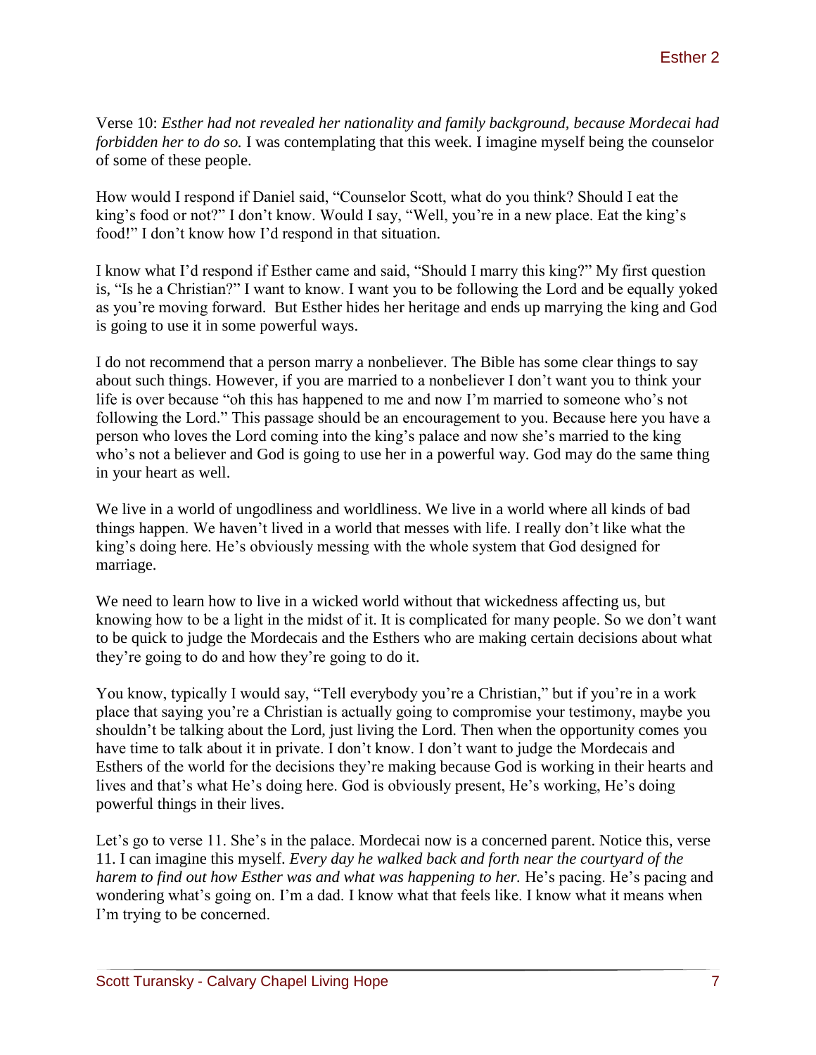Verse 10: *Esther had not revealed her nationality and family background, because Mordecai had forbidden her to do so.* I was contemplating that this week. I imagine myself being the counselor of some of these people.

How would I respond if Daniel said, "Counselor Scott, what do you think? Should I eat the king's food or not?" I don't know. Would I say, "Well, you're in a new place. Eat the king's food!" I don't know how I'd respond in that situation.

I know what I'd respond if Esther came and said, "Should I marry this king?" My first question is, "Is he a Christian?" I want to know. I want you to be following the Lord and be equally yoked as you're moving forward. But Esther hides her heritage and ends up marrying the king and God is going to use it in some powerful ways.

I do not recommend that a person marry a nonbeliever. The Bible has some clear things to say about such things. However, if you are married to a nonbeliever I don't want you to think your life is over because "oh this has happened to me and now I'm married to someone who's not following the Lord." This passage should be an encouragement to you. Because here you have a person who loves the Lord coming into the king's palace and now she's married to the king who's not a believer and God is going to use her in a powerful way. God may do the same thing in your heart as well.

We live in a world of ungodliness and worldliness. We live in a world where all kinds of bad things happen. We haven't lived in a world that messes with life. I really don't like what the king's doing here. He's obviously messing with the whole system that God designed for marriage.

We need to learn how to live in a wicked world without that wickedness affecting us, but knowing how to be a light in the midst of it. It is complicated for many people. So we don't want to be quick to judge the Mordecais and the Esthers who are making certain decisions about what they're going to do and how they're going to do it.

You know, typically I would say, "Tell everybody you're a Christian," but if you're in a work place that saying you're a Christian is actually going to compromise your testimony, maybe you shouldn't be talking about the Lord, just living the Lord. Then when the opportunity comes you have time to talk about it in private. I don't know. I don't want to judge the Mordecais and Esthers of the world for the decisions they're making because God is working in their hearts and lives and that's what He's doing here. God is obviously present, He's working, He's doing powerful things in their lives.

Let's go to verse 11. She's in the palace. Mordecai now is a concerned parent. Notice this, verse 11. I can imagine this myself. *Every day he walked back and forth near the courtyard of the harem to find out how Esther was and what was happening to her.* He's pacing. He's pacing and wondering what's going on. I'm a dad. I know what that feels like. I know what it means when I'm trying to be concerned.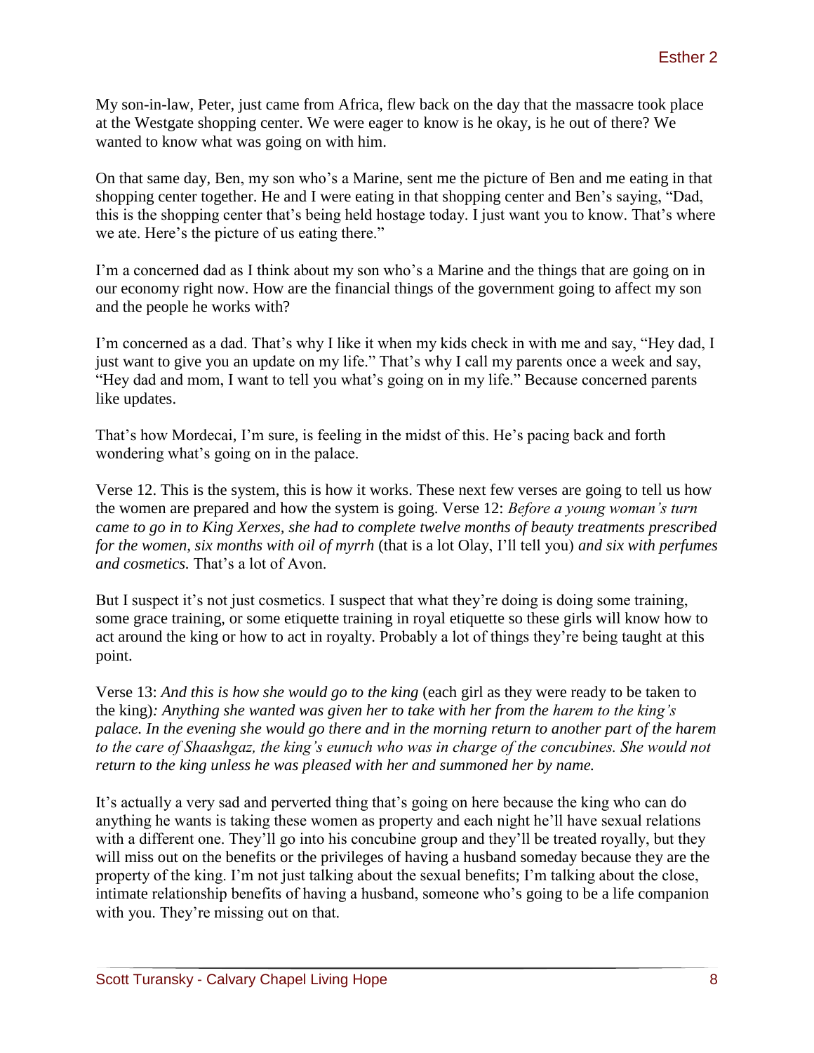My son-in-law, Peter, just came from Africa, flew back on the day that the massacre took place at the Westgate shopping center. We were eager to know is he okay, is he out of there? We wanted to know what was going on with him.

On that same day, Ben, my son who's a Marine, sent me the picture of Ben and me eating in that shopping center together. He and I were eating in that shopping center and Ben's saying, "Dad, this is the shopping center that's being held hostage today. I just want you to know. That's where we ate. Here's the picture of us eating there."

I'm a concerned dad as I think about my son who's a Marine and the things that are going on in our economy right now. How are the financial things of the government going to affect my son and the people he works with?

I'm concerned as a dad. That's why I like it when my kids check in with me and say, "Hey dad, I just want to give you an update on my life." That's why I call my parents once a week and say, "Hey dad and mom, I want to tell you what's going on in my life." Because concerned parents like updates.

That's how Mordecai, I'm sure, is feeling in the midst of this. He's pacing back and forth wondering what's going on in the palace.

Verse 12. This is the system, this is how it works. These next few verses are going to tell us how the women are prepared and how the system is going. Verse 12: *Before a young woman's turn came to go in to King Xerxes, she had to complete twelve months of beauty treatments prescribed for the women, six months with oil of myrrh* (that is a lot Olay, I'll tell you) *and six with perfumes and cosmetics.* That's a lot of Avon.

But I suspect it's not just cosmetics. I suspect that what they're doing is doing some training, some grace training, or some etiquette training in royal etiquette so these girls will know how to act around the king or how to act in royalty. Probably a lot of things they're being taught at this point.

Verse 13: *And this is how she would go to the king* (each girl as they were ready to be taken to the king)*: Anything she wanted was given her to take with her from the harem to the king's palace. In the evening she would go there and in the morning return to another part of the harem to the care of Shaashgaz, the king's eunuch who was in charge of the concubines. She would not return to the king unless he was pleased with her and summoned her by name.*

It's actually a very sad and perverted thing that's going on here because the king who can do anything he wants is taking these women as property and each night he'll have sexual relations with a different one. They'll go into his concubine group and they'll be treated royally, but they will miss out on the benefits or the privileges of having a husband someday because they are the property of the king. I'm not just talking about the sexual benefits; I'm talking about the close, intimate relationship benefits of having a husband, someone who's going to be a life companion with you. They're missing out on that.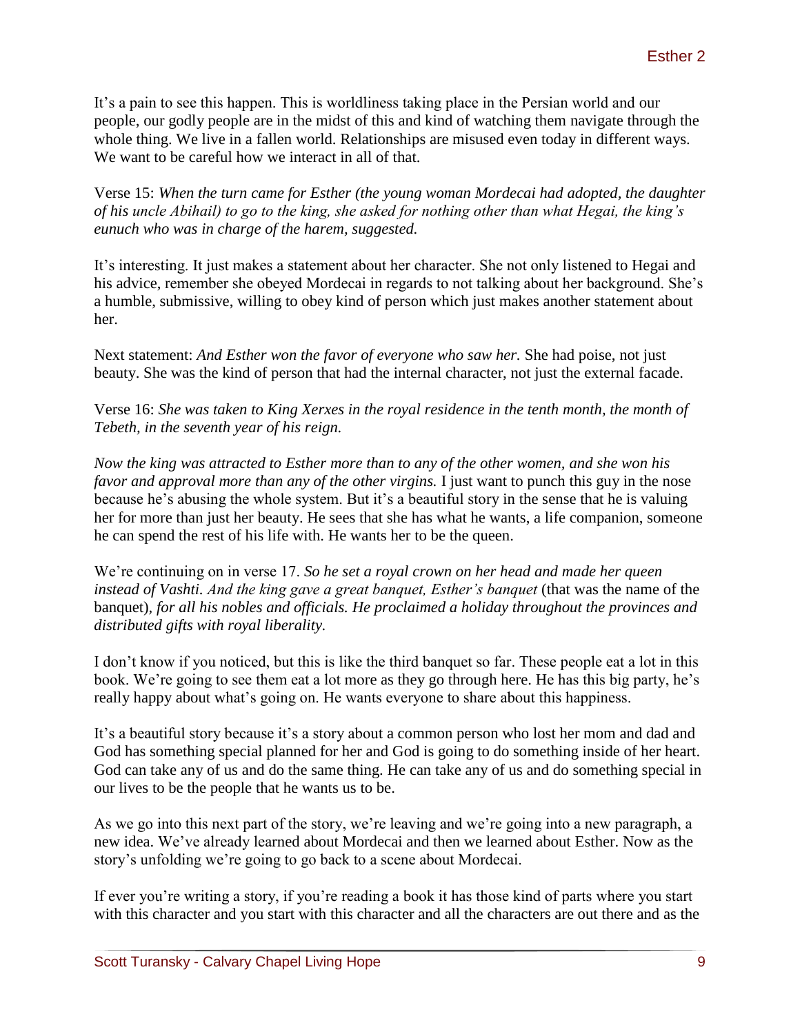It's a pain to see this happen. This is worldliness taking place in the Persian world and our people, our godly people are in the midst of this and kind of watching them navigate through the whole thing. We live in a fallen world. Relationships are misused even today in different ways. We want to be careful how we interact in all of that.

Verse 15: *When the turn came for Esther (the young woman Mordecai had adopted, the daughter of his uncle Abihail) to go to the king, she asked for nothing other than what Hegai, the king's eunuch who was in charge of the harem, suggested.*

It's interesting. It just makes a statement about her character. She not only listened to Hegai and his advice, remember she obeyed Mordecai in regards to not talking about her background. She's a humble, submissive, willing to obey kind of person which just makes another statement about her.

Next statement: *And Esther won the favor of everyone who saw her.* She had poise, not just beauty. She was the kind of person that had the internal character, not just the external facade.

Verse 16: *She was taken to King Xerxes in the royal residence in the tenth month, the month of Tebeth, in the seventh year of his reign.*

*Now the king was attracted to Esther more than to any of the other women, and she won his favor and approval more than any of the other virgins.* I just want to punch this guy in the nose because he's abusing the whole system. But it's a beautiful story in the sense that he is valuing her for more than just her beauty. He sees that she has what he wants, a life companion, someone he can spend the rest of his life with. He wants her to be the queen.

We're continuing on in verse 17. *So he set a royal crown on her head and made her queen instead of Vashti. And the king gave a great banquet, Esther's banquet* (that was the name of the banquet), *for all his nobles and officials. He proclaimed a holiday throughout the provinces and distributed gifts with royal liberality.*

I don't know if you noticed, but this is like the third banquet so far. These people eat a lot in this book. We're going to see them eat a lot more as they go through here. He has this big party, he's really happy about what's going on. He wants everyone to share about this happiness.

It's a beautiful story because it's a story about a common person who lost her mom and dad and God has something special planned for her and God is going to do something inside of her heart. God can take any of us and do the same thing. He can take any of us and do something special in our lives to be the people that he wants us to be.

As we go into this next part of the story, we're leaving and we're going into a new paragraph, a new idea. We've already learned about Mordecai and then we learned about Esther. Now as the story's unfolding we're going to go back to a scene about Mordecai.

If ever you're writing a story, if you're reading a book it has those kind of parts where you start with this character and you start with this character and all the characters are out there and as the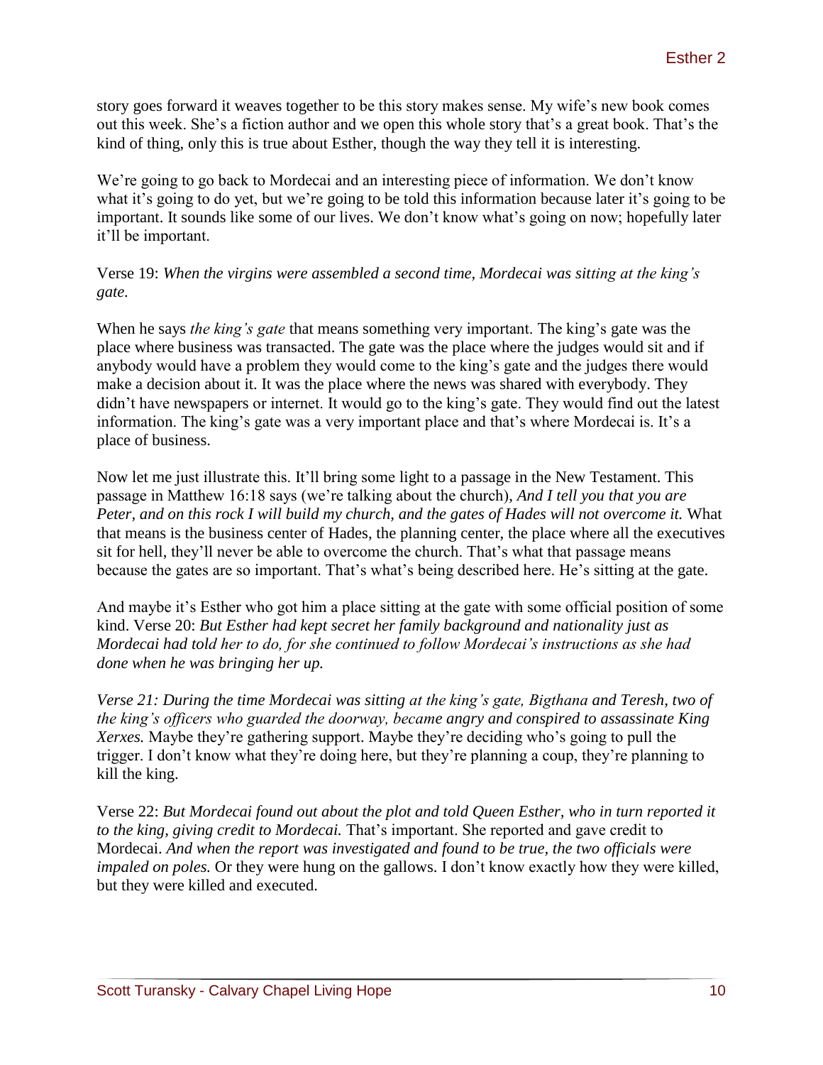story goes forward it weaves together to be this story makes sense. My wife's new book comes out this week. She's a fiction author and we open this whole story that's a great book. That's the kind of thing, only this is true about Esther, though the way they tell it is interesting.

We're going to go back to Mordecai and an interesting piece of information. We don't know what it's going to do yet, but we're going to be told this information because later it's going to be important. It sounds like some of our lives. We don't know what's going on now; hopefully later it'll be important.

Verse 19: *When the virgins were assembled a second time, Mordecai was sitting at the king's gate.*

When he says *the king's gate* that means something very important. The king's gate was the place where business was transacted. The gate was the place where the judges would sit and if anybody would have a problem they would come to the king's gate and the judges there would make a decision about it. It was the place where the news was shared with everybody. They didn't have newspapers or internet. It would go to the king's gate. They would find out the latest information. The king's gate was a very important place and that's where Mordecai is. It's a place of business.

Now let me just illustrate this. It'll bring some light to a passage in the New Testament. This passage in Matthew 16:18 says (we're talking about the church), *And I tell you that you are Peter, and on this rock I will build my church, and the gates of Hades will not overcome it.* What that means is the business center of Hades, the planning center, the place where all the executives sit for hell, they'll never be able to overcome the church. That's what that passage means because the gates are so important. That's what's being described here. He's sitting at the gate.

And maybe it's Esther who got him a place sitting at the gate with some official position of some kind. Verse 20: *But Esther had kept secret her family background and nationality just as Mordecai had told her to do, for she continued to follow Mordecai's instructions as she had done when he was bringing her up.*

*Verse 21: During the time Mordecai was sitting at the king's gate, Bigthana and Teresh, two of the king's officers who guarded the doorway, became angry and conspired to assassinate King Xerxes.* Maybe they're gathering support. Maybe they're deciding who's going to pull the trigger. I don't know what they're doing here, but they're planning a coup, they're planning to kill the king.

Verse 22: *But Mordecai found out about the plot and told Queen Esther, who in turn reported it to the king, giving credit to Mordecai.* That's important. She reported and gave credit to Mordecai. *And when the report was investigated and found to be true, the two officials were impaled on poles.* Or they were hung on the gallows. I don't know exactly how they were killed, but they were killed and executed.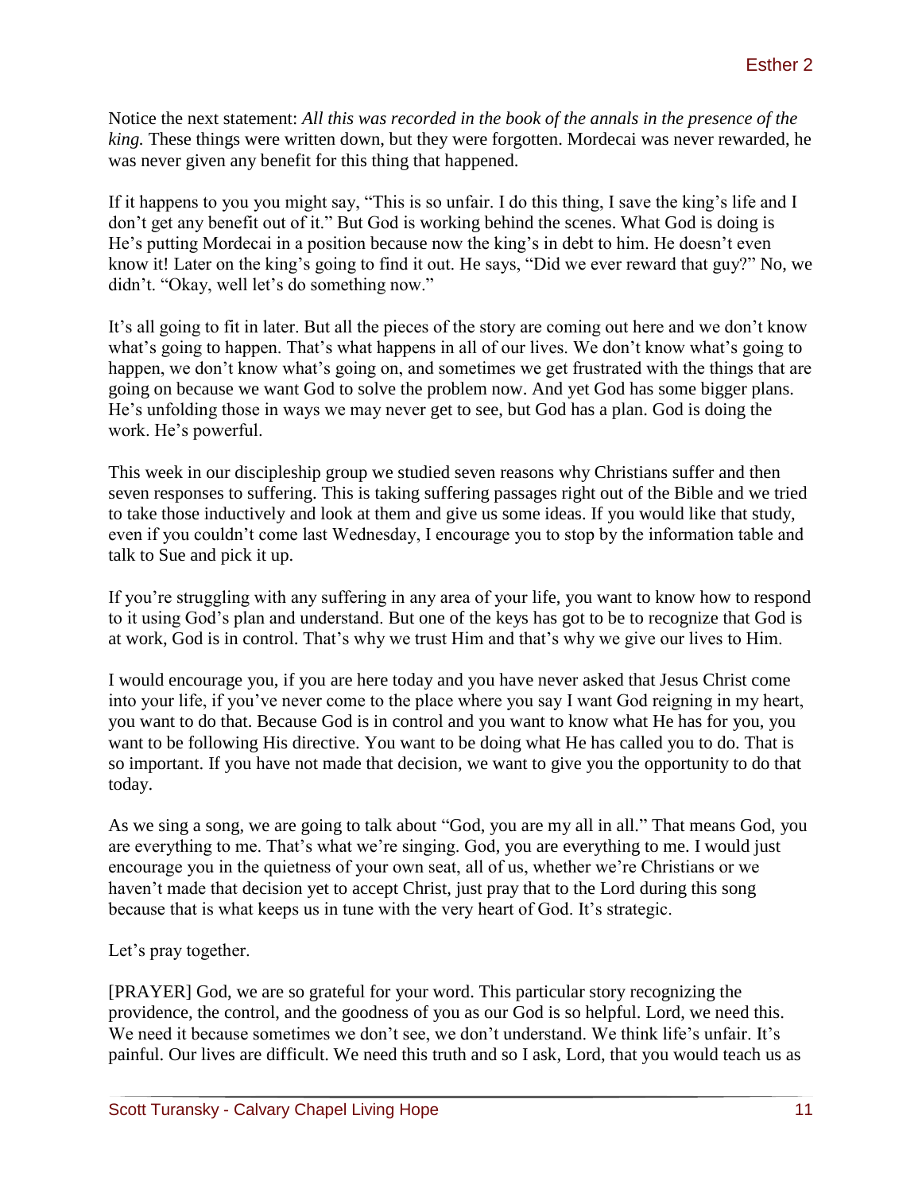Notice the next statement: *All this was recorded in the book of the annals in the presence of the king.* These things were written down, but they were forgotten. Mordecai was never rewarded, he was never given any benefit for this thing that happened.

If it happens to you you might say, "This is so unfair. I do this thing, I save the king's life and I don't get any benefit out of it." But God is working behind the scenes. What God is doing is He's putting Mordecai in a position because now the king's in debt to him. He doesn't even know it! Later on the king's going to find it out. He says, "Did we ever reward that guy?" No, we didn't. "Okay, well let's do something now."

It's all going to fit in later. But all the pieces of the story are coming out here and we don't know what's going to happen. That's what happens in all of our lives. We don't know what's going to happen, we don't know what's going on, and sometimes we get frustrated with the things that are going on because we want God to solve the problem now. And yet God has some bigger plans. He's unfolding those in ways we may never get to see, but God has a plan. God is doing the work. He's powerful.

This week in our discipleship group we studied seven reasons why Christians suffer and then seven responses to suffering. This is taking suffering passages right out of the Bible and we tried to take those inductively and look at them and give us some ideas. If you would like that study, even if you couldn't come last Wednesday, I encourage you to stop by the information table and talk to Sue and pick it up.

If you're struggling with any suffering in any area of your life, you want to know how to respond to it using God's plan and understand. But one of the keys has got to be to recognize that God is at work, God is in control. That's why we trust Him and that's why we give our lives to Him.

I would encourage you, if you are here today and you have never asked that Jesus Christ come into your life, if you've never come to the place where you say I want God reigning in my heart, you want to do that. Because God is in control and you want to know what He has for you, you want to be following His directive. You want to be doing what He has called you to do. That is so important. If you have not made that decision, we want to give you the opportunity to do that today.

As we sing a song, we are going to talk about "God, you are my all in all." That means God, you are everything to me. That's what we're singing. God, you are everything to me. I would just encourage you in the quietness of your own seat, all of us, whether we're Christians or we haven't made that decision yet to accept Christ, just pray that to the Lord during this song because that is what keeps us in tune with the very heart of God. It's strategic.

Let's pray together.

[PRAYER] God, we are so grateful for your word. This particular story recognizing the providence, the control, and the goodness of you as our God is so helpful. Lord, we need this. We need it because sometimes we don't see, we don't understand. We think life's unfair. It's painful. Our lives are difficult. We need this truth and so I ask, Lord, that you would teach us as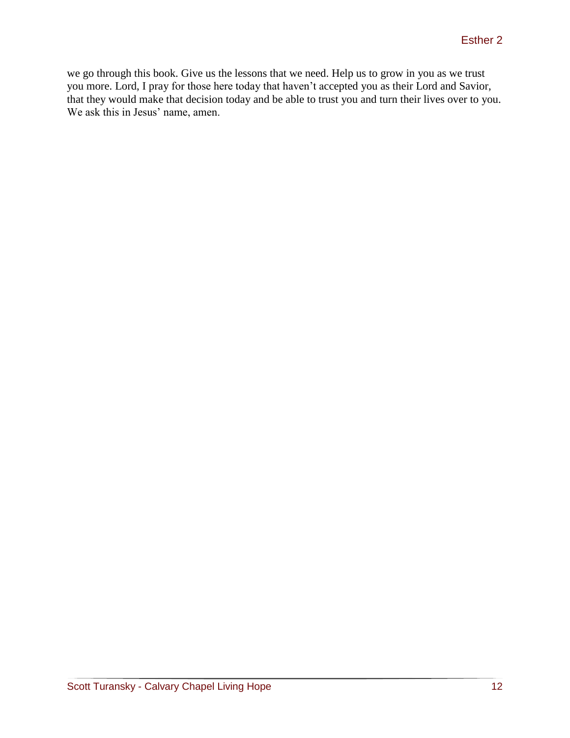we go through this book. Give us the lessons that we need. Help us to grow in you as we trust you more. Lord, I pray for those here today that haven't accepted you as their Lord and Savior, that they would make that decision today and be able to trust you and turn their lives over to you. We ask this in Jesus' name, amen.